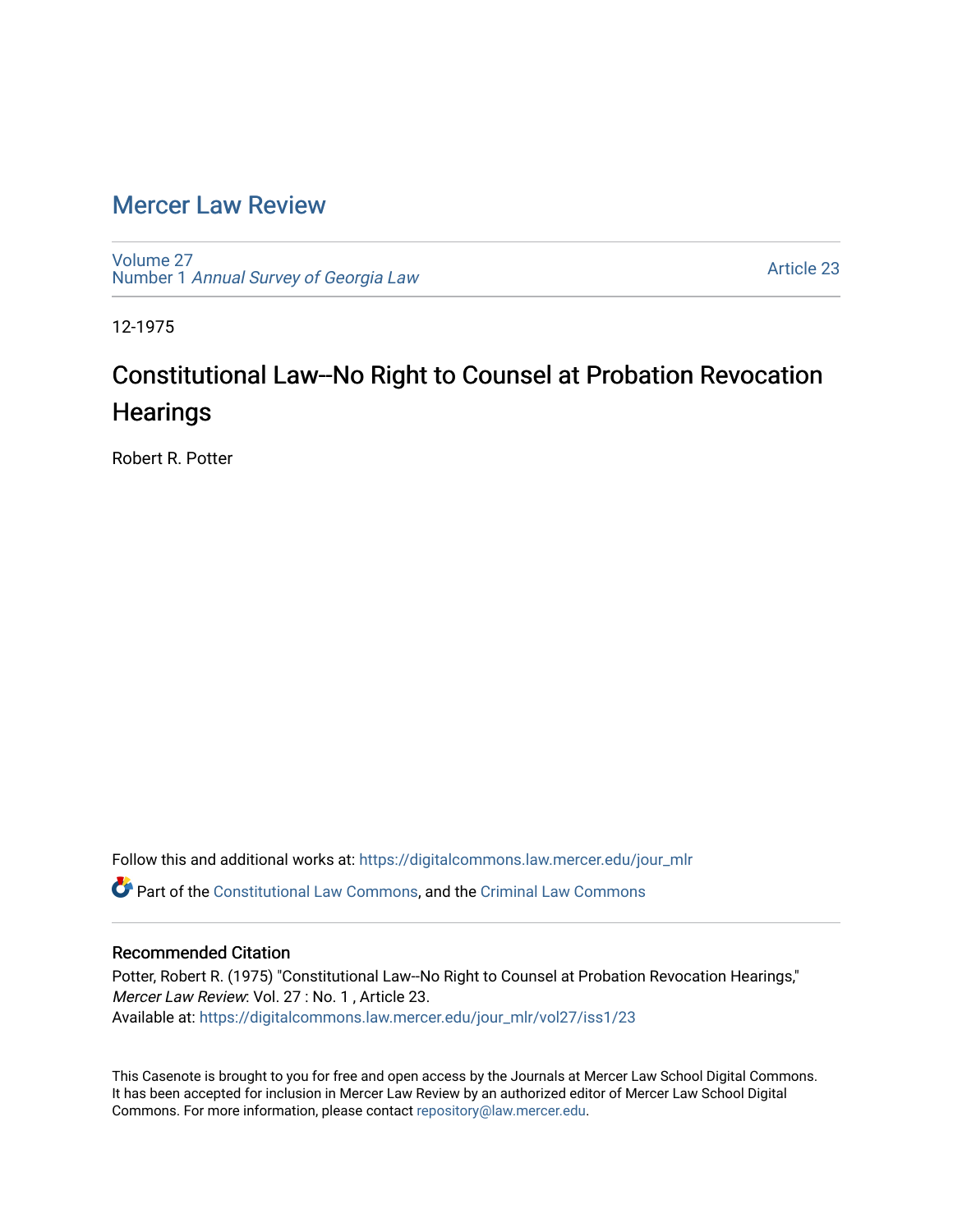# Mercer Law Review

Volume 27
Number 1 *Annual Survey of Georgia Law*

Article 23

12-1975

## Constitutional Law--No Right to Counsel at Probation Revocation Hearings

Robert R. Potter

Follow this and additional works at: https://digitalcommons.law.mercer.edu/jour_mlr

Part of the Constitutional Law Commons, and the Criminal Law Commons

### Recommended Citation

Potter, Robert R. (1975) "Constitutional Law--No Right to Counsel at Probation Revocation Hearings," *Mercer Law Review*: Vol. 27 : No. 1 , Article 23.
Available at: https://digitalcommons.law.mercer.edu/jour_mlr/vol27/iss1/23

This Casenote is brought to you for free and open access by the Journals at Mercer Law School Digital Commons. It has been accepted for inclusion in Mercer Law Review by an authorized editor of Mercer Law School Digital Commons. For more information, please contact repository@law.mercer.edu.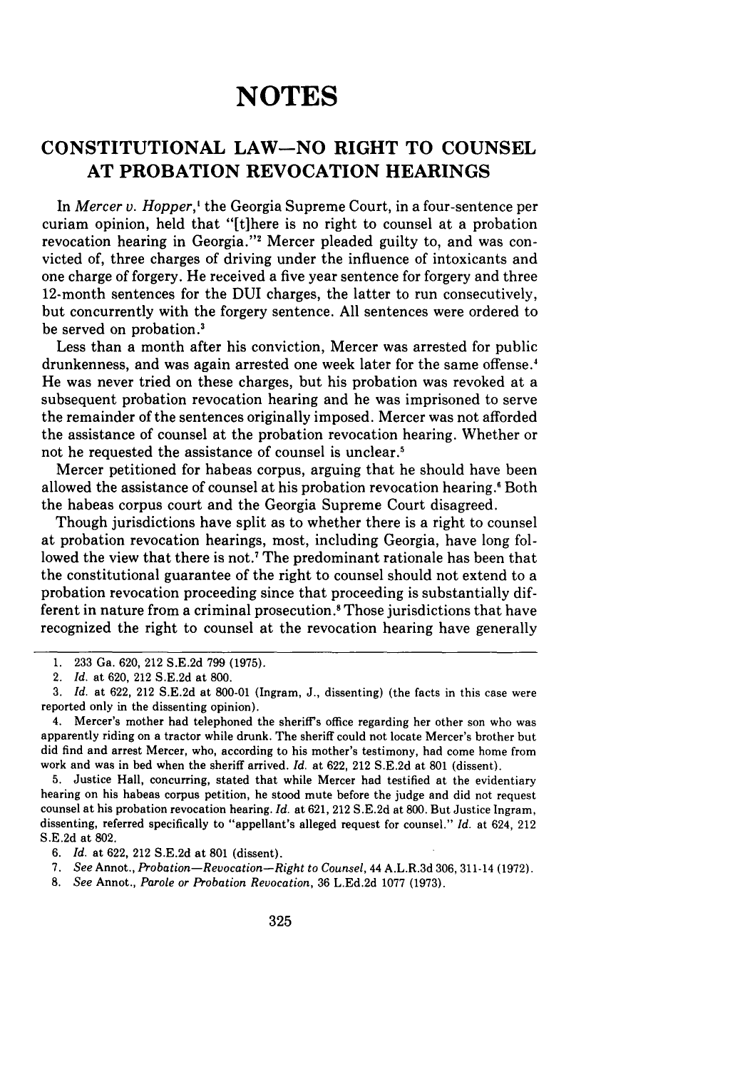# NOTES

## CONSTITUTIONAL LAW—NO RIGHT TO COUNSEL AT PROBATION REVOCATION HEARINGS

In *Mercer v. Hopper*,[1] the Georgia Supreme Court, in a four-sentence per curiam opinion, held that "[t]here is no right to counsel at a probation revocation hearing in Georgia."[2] Mercer pleaded guilty to, and was convicted of, three charges of driving under the influence of intoxicants and one charge of forgery. He received a five year sentence for forgery and three 12-month sentences for the DUI charges, the latter to run consecutively, but concurrently with the forgery sentence. All sentences were ordered to be served on probation.[3]

Less than a month after his conviction, Mercer was arrested for public drunkenness, and was again arrested one week later for the same offense.[4] He was never tried on these charges, but his probation was revoked at a subsequent probation revocation hearing and he was imprisoned to serve the remainder of the sentences originally imposed. Mercer was not afforded the assistance of counsel at the probation revocation hearing. Whether or not he requested the assistance of counsel is unclear.[5]

Mercer petitioned for habeas corpus, arguing that he should have been allowed the assistance of counsel at his probation revocation hearing.[6] Both the habeas corpus court and the Georgia Supreme Court disagreed.

Though jurisdictions have split as to whether there is a right to counsel at probation revocation hearings, most, including Georgia, have long followed the view that there is not.[7] The predominant rationale has been that the constitutional guarantee of the right to counsel should not extend to a probation revocation proceeding since that proceeding is substantially different in nature from a criminal prosecution.[8] Those jurisdictions that have recognized the right to counsel at the revocation hearing have generally

---

1. 233 Ga. 620, 212 S.E.2d 799 (1975).
2. *Id.* at 620, 212 S.E.2d at 800.
3. *Id.* at 622, 212 S.E.2d at 800-01 (Ingram, J., dissenting) (the facts in this case were reported only in the dissenting opinion).
4. Mercer's mother had telephoned the sheriff's office regarding her other son who was apparently riding on a tractor while drunk. The sheriff could not locate Mercer's brother but did find and arrest Mercer, who, according to his mother's testimony, had come home from work and was in bed when the sheriff arrived. *Id.* at 622, 212 S.E.2d at 801 (dissent).
5. Justice Hall, concurring, stated that while Mercer had testified at the evidentiary hearing on his habeas corpus petition, he stood mute before the judge and did not request counsel at his probation revocation hearing. *Id.* at 621, 212 S.E.2d at 800. But Justice Ingram, dissenting, referred specifically to "appellant's alleged request for counsel." *Id.* at 624, 212 S.E.2d at 802.
6. *Id.* at 622, 212 S.E.2d at 801 (dissent).
7. *See* Annot., *Probation—Revocation—Right to Counsel*, 44 A.L.R.3d 306, 311-14 (1972).
8. *See* Annot., *Parole or Probation Revocation*, 36 L.Ed.2d 1077 (1973).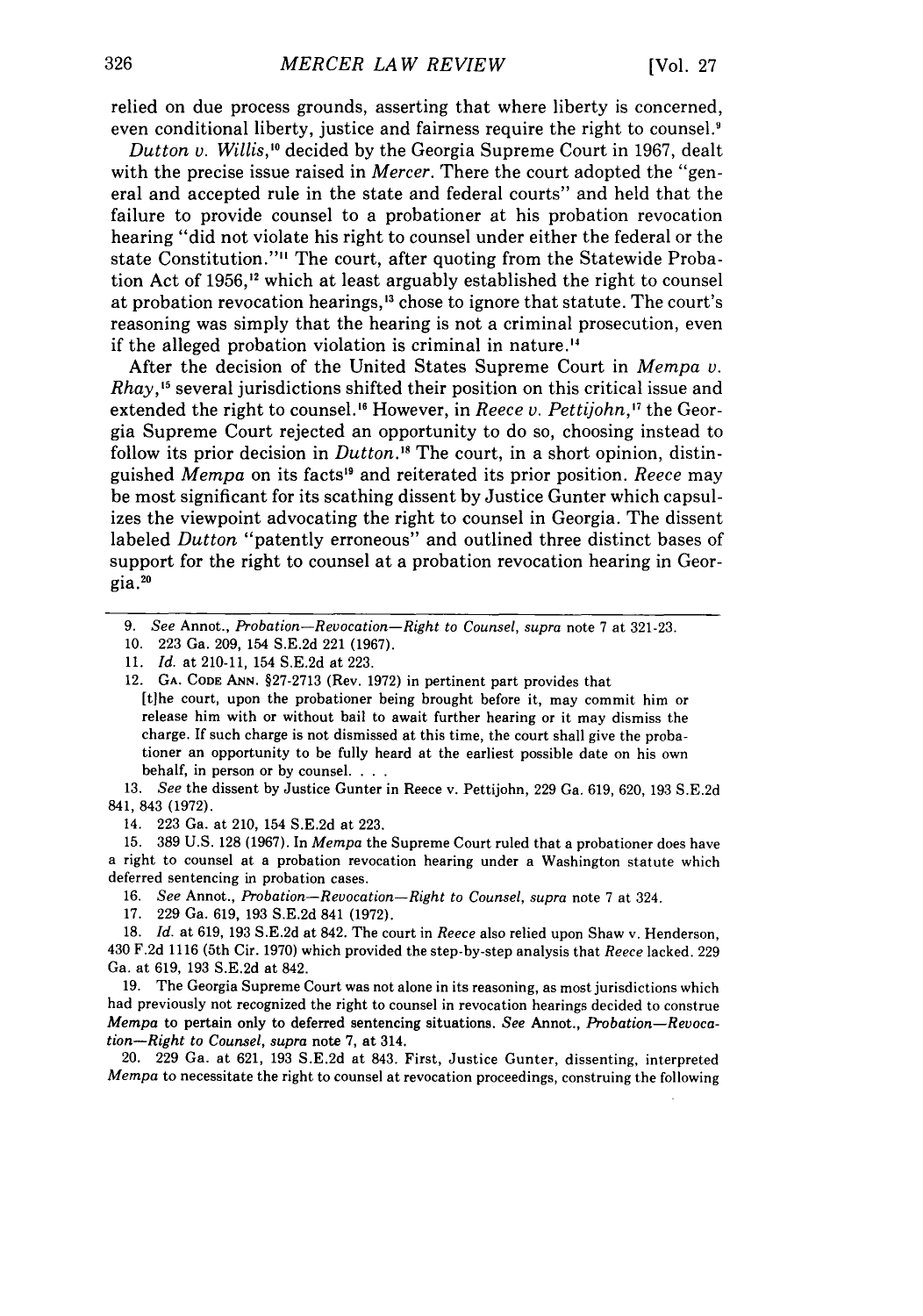relied on due process grounds, asserting that where liberty is concerned, even conditional liberty, justice and fairness require the right to counsel.[9]

*Dutton v. Willis*,[10] decided by the Georgia Supreme Court in 1967, dealt with the precise issue raised in *Mercer*. There the court adopted the "general and accepted rule in the state and federal courts" and held that the failure to provide counsel to a probationer at his probation revocation hearing "did not violate his right to counsel under either the federal or the state Constitution."[11] The court, after quoting from the Statewide Probation Act of 1956,[12] which at least arguably established the right to counsel at probation revocation hearings,[13] chose to ignore that statute. The court's reasoning was simply that the hearing is not a criminal prosecution, even if the alleged probation violation is criminal in nature.[14]

After the decision of the United States Supreme Court in *Mempa v. Rhay*,[15] several jurisdictions shifted their position on this critical issue and extended the right to counsel.[16] However, in *Reece v. Pettijohn*,[17] the Georgia Supreme Court rejected an opportunity to do so, choosing instead to follow its prior decision in *Dutton*.[18] The court, in a short opinion, distinguished *Mempa* on its facts[19] and reiterated its prior position. *Reece* may be most significant for its scathing dissent by Justice Gunter which capsulizes the viewpoint advocating the right to counsel in Georgia. The dissent labeled *Dutton* "patently erroneous" and outlined three distinct bases of support for the right to counsel at a probation revocation hearing in Georgia.[20]

---

9. *See* Annot., *Probation—Revocation—Right to Counsel*, *supra* note 7 at 321-23.

10. 223 Ga. 209, 154 S.E.2d 221 (1967).

11. *Id.* at 210-11, 154 S.E.2d at 223.

12. GA. CODE ANN. §27-2713 (Rev. 1972) in pertinent part provides that

   [t]he court, upon the probationer being brought before it, may commit him or release him with or without bail to await further hearing or it may dismiss the charge. If such charge is not dismissed at this time, the court shall give the probationer an opportunity to be fully heard at the earliest possible date on his own behalf, in person or by counsel. . . .

13. *See* the dissent by Justice Gunter in Reece v. Pettijohn, 229 Ga. 619, 620, 193 S.E.2d 841, 843 (1972).

14. 223 Ga. at 210, 154 S.E.2d at 223.

15. 389 U.S. 128 (1967). In *Mempa* the Supreme Court ruled that a probationer does have a right to counsel at a probation revocation hearing under a Washington statute which deferred sentencing in probation cases.

16. *See* Annot., *Probation—Revocation—Right to Counsel*, *supra* note 7 at 324.

17. 229 Ga. 619, 193 S.E.2d 841 (1972).

18. *Id.* at 619, 193 S.E.2d at 842. The court in *Reece* also relied upon Shaw v. Henderson, 430 F.2d 1116 (5th Cir. 1970) which provided the step-by-step analysis that *Reece* lacked. 229 Ga. at 619, 193 S.E.2d at 842.

19. The Georgia Supreme Court was not alone in its reasoning, as most jurisdictions which had previously not recognized the right to counsel in revocation hearings decided to construe *Mempa* to pertain only to deferred sentencing situations. *See* Annot., *Probation—Revocation—Right to Counsel*, *supra* note 7, at 314.

20. 229 Ga. at 621, 193 S.E.2d at 843. First, Justice Gunter, dissenting, interpreted *Mempa* to necessitate the right to counsel at revocation proceedings, construing the following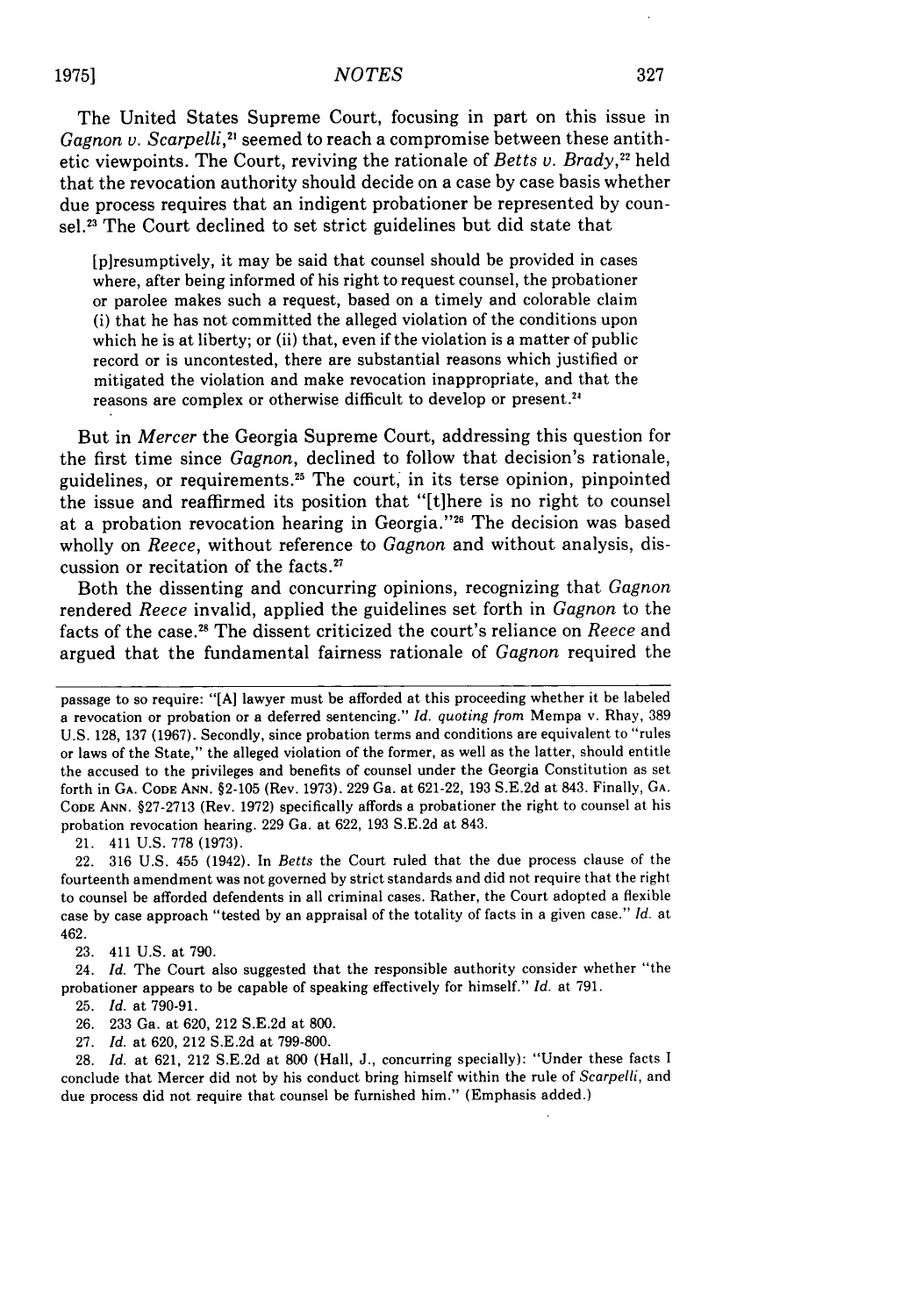The United States Supreme Court, focusing in part on this issue in *Gagnon v. Scarpelli*,[21] seemed to reach a compromise between these antithetic viewpoints. The Court, reviving the rationale of *Betts v. Brady*,[22] held that the revocation authority should decide on a case by case basis whether due process requires that an indigent probationer be represented by counsel.[23] The Court declined to set strict guidelines but did state that

> [p]resumptively, it may be said that counsel should be provided in cases where, after being informed of his right to request counsel, the probationer or parolee makes such a request, based on a timely and colorable claim (i) that he has not committed the alleged violation of the conditions upon which he is at liberty; or (ii) that, even if the violation is a matter of public record or is uncontested, there are substantial reasons which justified or mitigated the violation and make revocation inappropriate, and that the reasons are complex or otherwise difficult to develop or present.[24]

But in *Mercer* the Georgia Supreme Court, addressing this question for the first time since *Gagnon*, declined to follow that decision's rationale, guidelines, or requirements.[25] The court, in its terse opinion, pinpointed the issue and reaffirmed its position that "[t]here is no right to counsel at a probation revocation hearing in Georgia."[26] The decision was based wholly on *Reece*, without reference to *Gagnon* and without analysis, discussion or recitation of the facts.[27]

Both the dissenting and concurring opinions, recognizing that *Gagnon* rendered *Reece* invalid, applied the guidelines set forth in *Gagnon* to the facts of the case.[28] The dissent criticized the court's reliance on *Reece* and argued that the fundamental fairness rationale of *Gagnon* required the

---

passage to so require: "[A] lawyer must be afforded at this proceeding whether it be labeled a revocation or probation or a deferred sentencing." *Id. quoting from* Mempa v. Rhay, 389 U.S. 128, 137 (1967). Secondly, since probation terms and conditions are equivalent to "rules or laws of the State," the alleged violation of the former, as well as the latter, should entitle the accused to the privileges and benefits of counsel under the Georgia Constitution as set forth in GA. CODE ANN. §2-105 (Rev. 1973). 229 Ga. at 621-22, 193 S.E.2d at 843. Finally, GA. CODE ANN. §27-2713 (Rev. 1972) specifically affords a probationer the right to counsel at his probation revocation hearing. 229 Ga. at 622, 193 S.E.2d at 843.

21. 411 U.S. 778 (1973).

22. 316 U.S. 455 (1942). In *Betts* the Court ruled that the due process clause of the fourteenth amendment was not governed by strict standards and did not require that the right to counsel be afforded defendents in all criminal cases. Rather, the Court adopted a flexible case by case approach "tested by an appraisal of the totality of facts in a given case." *Id.* at 462.

23. 411 U.S. at 790.

24. *Id.* The Court also suggested that the responsible authority consider whether "the probationer appears to be capable of speaking effectively for himself." *Id.* at 791.

25. *Id.* at 790-91.

26. 233 Ga. at 620, 212 S.E.2d at 800.

27. *Id.* at 620, 212 S.E.2d at 799-800.

28. *Id.* at 621, 212 S.E.2d at 800 (Hall, J., concurring specially): "Under these facts I conclude that Mercer did not by his conduct bring himself within the rule of *Scarpelli*, and due process did not require that counsel be furnished him." (Emphasis added.)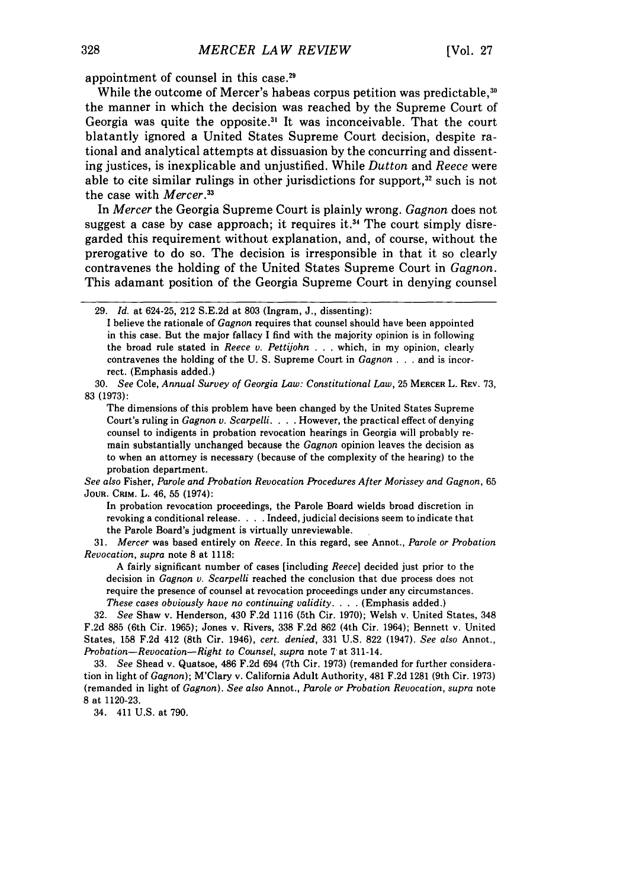appointment of counsel in this case.[29]

While the outcome of Mercer's habeas corpus petition was predictable,[30] the manner in which the decision was reached by the Supreme Court of Georgia was quite the opposite.[31] It was inconceivable. That the court blatantly ignored a United States Supreme Court decision, despite rational and analytical attempts at dissuasion by the concurring and dissenting justices, is inexplicable and unjustified. While *Dutton* and *Reece* were able to cite similar rulings in other jurisdictions for support,[32] such is not the case with *Mercer*.[33]

In *Mercer* the Georgia Supreme Court is plainly wrong. *Gagnon* does not suggest a case by case approach; it requires it.[34] The court simply disregarded this requirement without explanation, and, of course, without the prerogative to do so. The decision is irresponsible in that it so clearly contravenes the holding of the United States Supreme Court in *Gagnon*. This adamant position of the Georgia Supreme Court in denying counsel

---

29. *Id.* at 624-25, 212 S.E.2d at 803 (Ingram, J., dissenting):

> I believe the rationale of *Gagnon* requires that counsel should have been appointed in this case. But the major fallacy I find with the majority opinion is in following the broad rule stated in *Reece v. Pettijohn* . . . which, in my opinion, clearly contravenes the holding of the U. S. Supreme Court in *Gagnon* . . . and is incorrect. (Emphasis added.)

30. *See* Cole, *Annual Survey of Georgia Law: Constitutional Law*, 25 MERCER L. REV. 73, 83 (1973):

> The dimensions of this problem have been changed by the United States Supreme Court's ruling in *Gagnon v. Scarpelli*. . . . However, the practical effect of denying counsel to indigents in probation revocation hearings in Georgia will probably remain substantially unchanged because the *Gagnon* opinion leaves the decision as to when an attorney is necessary (because of the complexity of the hearing) to the probation department.

*See also* Fisher, *Parole and Probation Revocation Procedures After Morissey and Gagnon*, 65 JOUR. CRIM. L. 46, 55 (1974):

> In probation revocation proceedings, the Parole Board wields broad discretion in revoking a conditional release. . . . Indeed, judicial decisions seem to indicate that the Parole Board's judgment is virtually unreviewable.

31. *Mercer* was based entirely on *Reece*. In this regard, see Annot., *Parole or Probation Revocation*, *supra* note 8 at 1118:

> A fairly significant number of cases [including *Reece*] decided just prior to the decision in *Gagnon v. Scarpelli* reached the conclusion that due process does not require the presence of counsel at revocation proceedings under any circumstances. *These cases obviously have no continuing validity*. . . . (Emphasis added.)

32. *See* Shaw v. Henderson, 430 F.2d 1116 (5th Cir. 1970); Welsh v. United States, 348 F.2d 885 (6th Cir. 1965); Jones v. Rivers, 338 F.2d 862 (4th Cir. 1964); Bennett v. United States, 158 F.2d 412 (8th Cir. 1946), *cert. denied*, 331 U.S. 822 (1947). *See also* Annot., *Probation—Revocation—Right to Counsel*, *supra* note 7 at 311-14.

33. *See* Shead v. Quatsoe, 486 F.2d 694 (7th Cir. 1973) (remanded for further consideration in light of *Gagnon*); M'Clary v. California Adult Authority, 481 F.2d 1281 (9th Cir. 1973) (remanded in light of *Gagnon*). *See also* Annot., *Parole or Probation Revocation*, *supra* note 8 at 1120-23.

34. 411 U.S. at 790.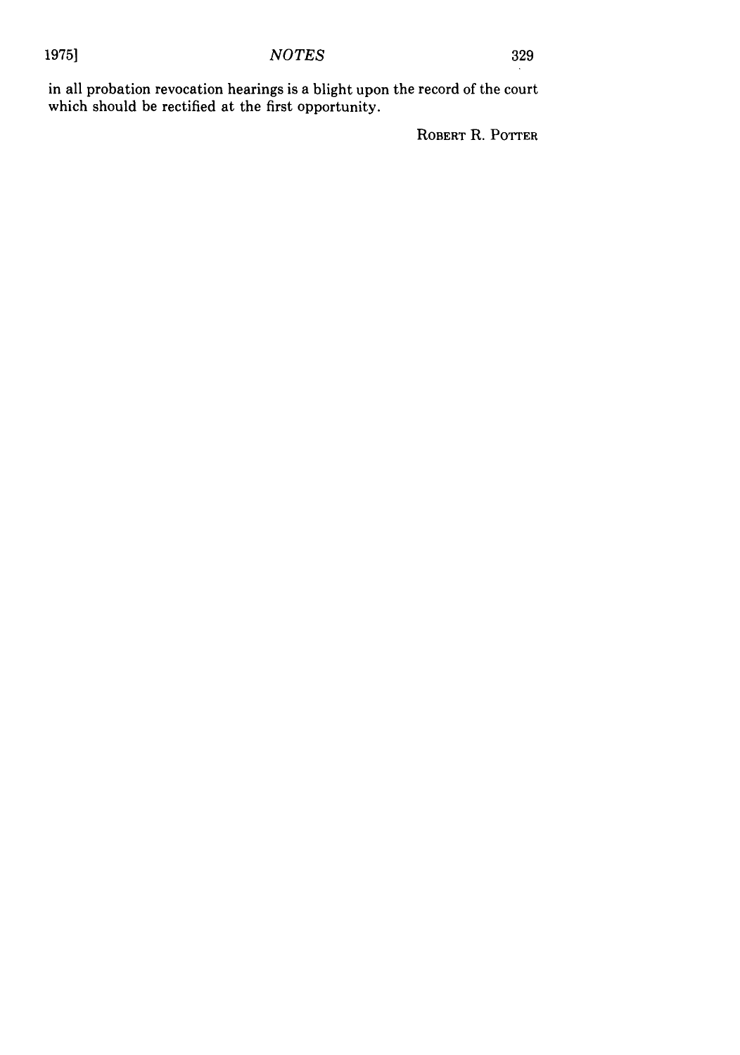in all probation revocation hearings is a blight upon the record of the court which should be rectified at the first opportunity.

ROBERT R. POTTER